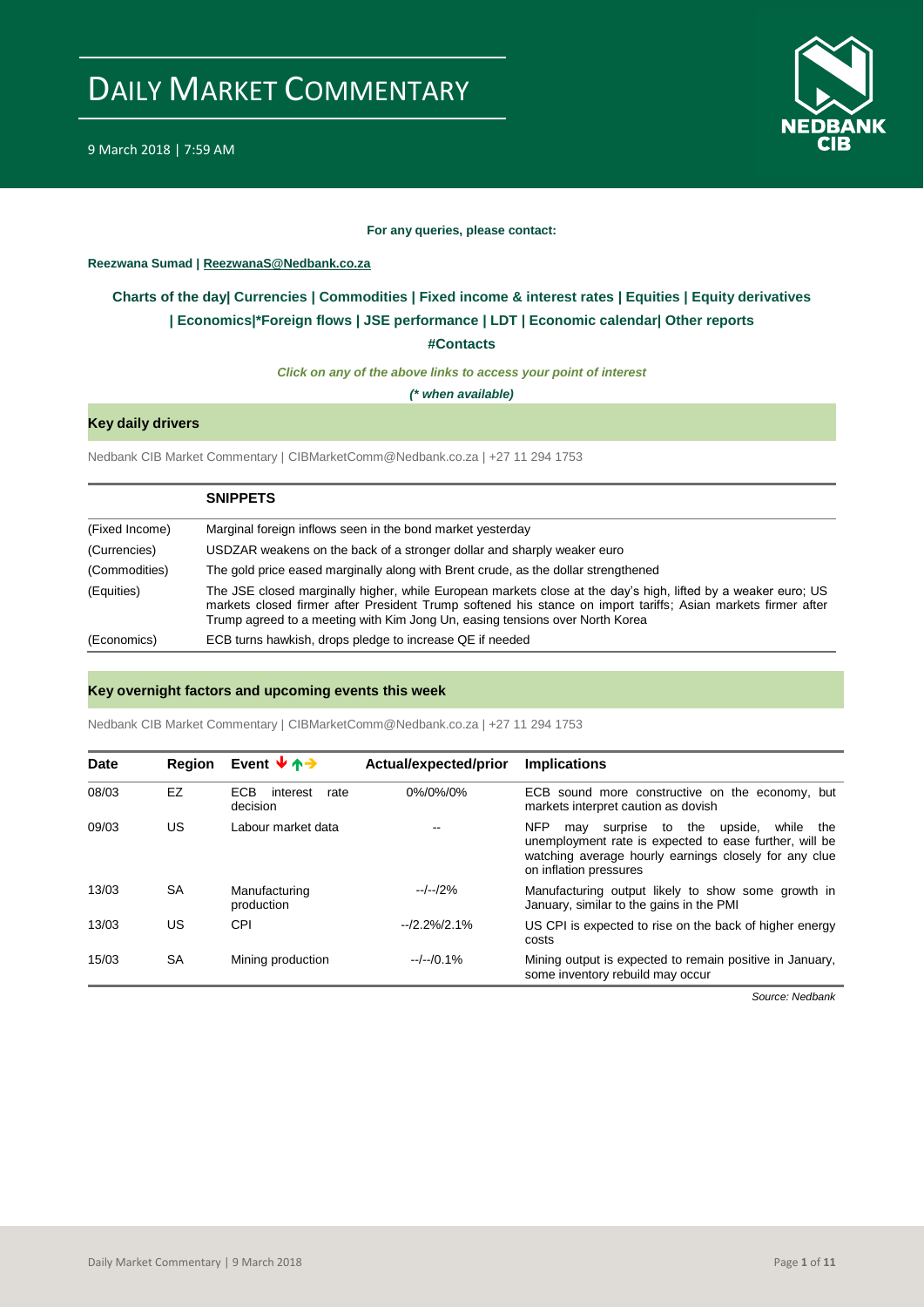# DAILY MARKET COMMENTARY

9 March 2018 | 7:59 AM

**For any queries, please contact:**

**Reezwana Sumad | ReezwanaS@Nedbank.co.za**

**Charts of the day| Currencies | Commodities | Fixed income & interest rates | Equities | Equity derivatives | Economics|*Foreign flows | JSE performance | LDT | Economic calendar| Other reports**

**#Contacts**

***Click on any of the above links to access your point of interest***

***(* when available)***

## Key daily drivers

Nedbank CIB Market Commentary | CIBMarketComm@Nedbank.co.za | +27 11 294 1753

| | SNIPPETS |
|---|---|
| (Fixed Income) | Marginal foreign inflows seen in the bond market yesterday |
| (Currencies) | USDZAR weakens on the back of a stronger dollar and sharply weaker euro |
| (Commodities) | The gold price eased marginally along with Brent crude, as the dollar strengthened |
| (Equities) | The JSE closed marginally higher, while European markets close at the day's high, lifted by a weaker euro; US markets closed firmer after President Trump softened his stance on import tariffs; Asian markets firmer after Trump agreed to a meeting with Kim Jong Un, easing tensions over North Korea |
| (Economics) | ECB turns hawkish, drops pledge to increase QE if needed |

## Key overnight factors and upcoming events this week

Nedbank CIB Market Commentary | CIBMarketComm@Nedbank.co.za | +27 11 294 1753

| Date | Region | Event | Actual/expected/prior | Implications |
|---|---|---|---|---|
| 08/03 | EZ | ECB interest rate decision | 0%/0%/0% | ECB sound more constructive on the economy, but markets interpret caution as dovish |
| 09/03 | US | Labour market data | -- | NFP may surprise to the upside, while the unemployment rate is expected to ease further, will be watching average hourly earnings closely for any clue on inflation pressures |
| 13/03 | SA | Manufacturing production | --/--/2% | Manufacturing output likely to show some growth in January, similar to the gains in the PMI |
| 13/03 | US | CPI | --/2.2%/2.1% | US CPI is expected to rise on the back of higher energy costs |
| 15/03 | SA | Mining production | --/--/0.1% | Mining output is expected to remain positive in January, some inventory rebuild may occur |

*Source: Nedbank*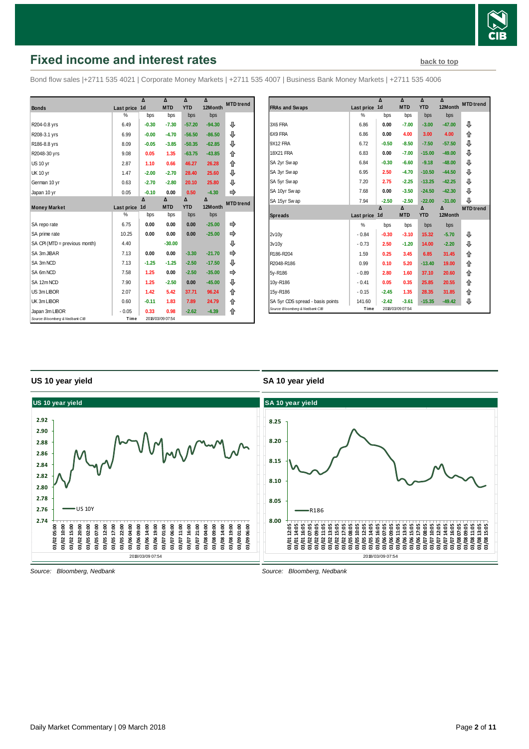# Fixed income and interest rates

back to top

Bond flow sales |+2711 535 4021 | Corporate Money Markets | +2711 535 4007 | Business Bank Money Markets | +2711 535 4006

| Bonds | Last price | Δ 1d | Δ MTD | Δ YTD | Δ 12Month | MTD trend |
|---|---|---|---|---|---|---|
| | % | bps | bps | bps | bps | |
| R204-0.8 yrs | 6.49 | -0.30 | -7.30 | -57.20 | -94.30 | ⇩ |
| R208-3.1 yrs | 6.99 | -0.00 | -4.70 | -56.50 | -86.50 | ⇩ |
| R186-8.8 yrs | 8.09 | -0.05 | -3.85 | -50.35 | -62.85 | ⇩ |
| R2048-30 yrs | 9.08 | 0.05 | 1.35 | -63.75 | -43.85 | ⇧ |
| US 10 yr | 2.87 | 1.10 | 0.66 | 46.27 | 26.28 | ⇧ |
| UK 10 yr | 1.47 | -2.00 | -2.70 | 28.40 | 25.60 | ⇩ |
| German 10 yr | 0.63 | -2.70 | -2.80 | 20.10 | 25.80 | ⇩ |
| Japan 10 yr | 0.05 | -0.10 | 0.00 | 0.50 | -4.30 | ⇨ |
| **Money Market** | Last price | Δ 1d | Δ MTD | Δ YTD | Δ 12Month | MTD trend |
| | % | bps | bps | bps | bps | |
| SA repo rate | 6.75 | 0.00 | 0.00 | 0.00 | -25.00 | ⇨ |
| SA prime rate | 10.25 | 0.00 | 0.00 | 0.00 | -25.00 | ⇨ |
| SA CPI (MTD = previous month) | 4.40 | | -30.00 | | | ⇩ |
| SA 3m JIBAR | 7.13 | 0.00 | 0.00 | -3.30 | -21.70 | ⇨ |
| SA 3m NCD | 7.13 | -1.25 | -1.25 | -2.50 | -17.50 | ⇩ |
| SA 6m NCD | 7.58 | 1.25 | 0.00 | -2.50 | -35.00 | ⇨ |
| SA 12m NCD | 7.90 | 1.25 | -2.50 | 0.00 | -45.00 | ⇩ |
| US 3m LIBOR | 2.07 | 1.42 | 5.42 | 37.71 | 96.24 | ⇧ |
| UK 3m LIBOR | 0.60 | -0.11 | 1.83 | 7.89 | 24.79 | ⇧ |
| Japan 3m LIBOR | -0.05 | 0.33 | 0.98 | -2.62 | -4.39 | ⇧ |

Source: Bloomberg & Nedbank CIB — Time 2018/03/09 07:54

| FRAs and Swaps | Last price | Δ 1d | Δ MTD | Δ YTD | Δ 12Month | MTD trend |
|---|---|---|---|---|---|---|
| | % | bps | bps | bps | bps | |
| 3X6 FRA | 6.86 | 0.00 | -7.00 | -3.00 | -47.00 | ⇩ |
| 6X9 FRA | 6.86 | 0.00 | 4.00 | 3.00 | 4.00 | ⇧ |
| 9X12 FRA | 6.72 | -0.50 | -8.50 | -7.50 | -57.50 | ⇩ |
| 18X21 FRA | 6.83 | 0.00 | -7.00 | -15.00 | -49.00 | ⇩ |
| SA 2yr Swap | 6.84 | -0.30 | -6.60 | -9.18 | -48.00 | ⇩ |
| SA 3yr Swap | 6.95 | 2.50 | -4.70 | -10.50 | -44.50 | ⇩ |
| SA 5yr Swap | 7.20 | 2.75 | -2.25 | -13.25 | -42.25 | ⇩ |
| SA 10yr Swap | 7.68 | 0.00 | -3.50 | -24.50 | -42.30 | ⇩ |
| SA 15yr Swap | 7.94 | -2.50 | -2.50 | -22.00 | -31.00 | ⇩ |
| **Spreads** | Last price | Δ 1d | Δ MTD | Δ YTD | Δ 12Month | MTD trend |
| | % | bps | bps | bps | bps | |
| 2v10y | -0.84 | -0.30 | -3.10 | 15.32 | -5.70 | ⇩ |
| 3v10y | -0.73 | 2.50 | -1.20 | 14.00 | -2.20 | ⇩ |
| R186-R204 | 1.59 | 0.25 | 3.45 | 6.85 | 31.45 | ⇧ |
| R2048-R186 | 0.99 | 0.10 | 5.20 | -13.40 | 19.00 | ⇧ |
| 5y-R186 | -0.89 | 2.80 | 1.60 | 37.10 | 20.60 | ⇧ |
| 10y-R186 | -0.41 | 0.05 | 0.35 | 25.85 | 20.55 | ⇧ |
| 15y-R186 | -0.15 | -2.45 | 1.35 | 28.35 | 31.85 | ⇧ |
| SA 5yr CDS spread - basis points | 141.60 | -2.42 | -3.61 | -15.35 | -49.42 | ⇩ |

Source: Bloomberg & Nedbank CIB — Time 2018/03/09 07:54

## US 10 year yield

Source: Bloomberg, Nedbank

## SA 10 year yield

Source: Bloomberg, Nedbank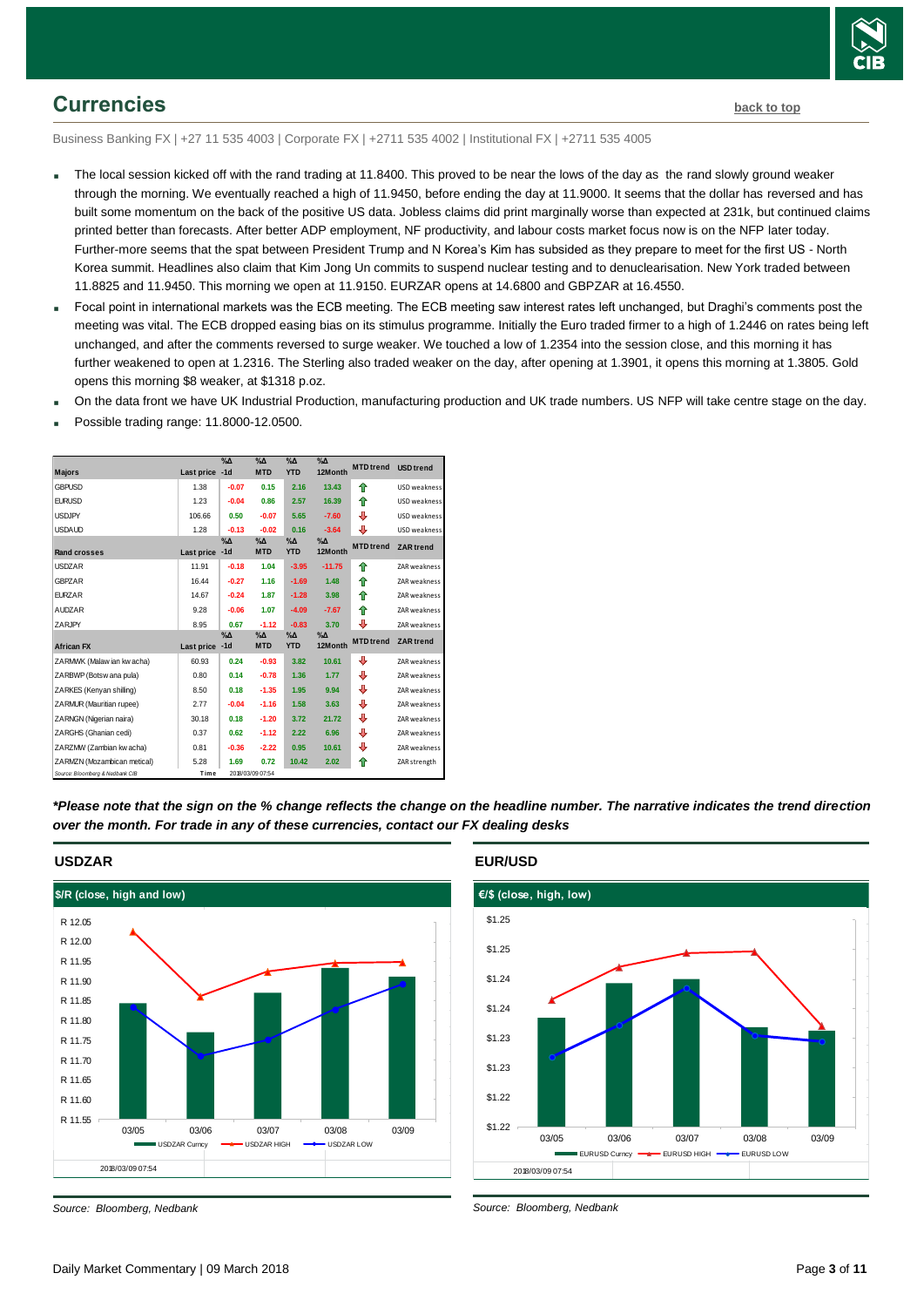## Currencies

back to top

Business Banking FX | +27 11 535 4003 | Corporate FX | +2711 535 4002 | Institutional FX | +2711 535 4005

- The local session kicked off with the rand trading at 11.8400. This proved to be near the lows of the day as the rand slowly ground weaker through the morning. We eventually reached a high of 11.9450, before ending the day at 11.9000. It seems that the dollar has reversed and has built some momentum on the back of the positive US data. Jobless claims did print marginally worse than expected at 231k, but continued claims printed better than forecasts. After better ADP employment, NF productivity, and labour costs market focus now is on the NFP later today. Further-more seems that the spat between President Trump and N Korea's Kim has subsided as they prepare to meet for the first US - North Korea summit. Headlines also claim that Kim Jong Un commits to suspend nuclear testing and to denuclearisation. New York traded between 11.8825 and 11.9450. This morning we open at 11.9150. EURZAR opens at 14.6800 and GBPZAR at 16.4550.
- Focal point in international markets was the ECB meeting. The ECB meeting saw interest rates left unchanged, but Draghi's comments post the meeting was vital. The ECB dropped easing bias on its stimulus programme. Initially the Euro traded firmer to a high of 1.2446 on rates being left unchanged, and after the comments reversed to surge weaker. We touched a low of 1.2354 into the session close, and this morning it has further weakened to open at 1.2316. The Sterling also traded weaker on the day, after opening at 1.3901, it opens this morning at 1.3805. Gold opens this morning $8 weaker, at $1318 p.oz.
- On the data front we have UK Industrial Production, manufacturing production and UK trade numbers. US NFP will take centre stage on the day.
- Possible trading range: 11.8000-12.0500.

| Majors | Last price | %Δ -1d | %Δ MTD | %Δ YTD | %Δ 12Month | MTD trend | USD trend |
|---|---|---|---|---|---|---|---|
| GBPUSD | 1.38 | -0.07 | 0.15 | 2.16 | 13.43 | ⇧ | USD weakness |
| EURUSD | 1.23 | -0.04 | 0.86 | 2.57 | 16.39 | ⇧ | USD weakness |
| USDJPY | 106.66 | 0.50 | -0.07 | 5.65 | -7.60 | ⇩ | USD weakness |
| USDAUD | 1.28 | -0.13 | -0.02 | 0.16 | -3.64 | ⇩ | USD weakness |
| **Rand crosses** | **Last price** | **%Δ -1d** | **%Δ MTD** | **%Δ YTD** | **%Δ 12Month** | **MTD trend** | **ZAR trend** |
| USDZAR | 11.91 | -0.18 | 1.04 | -3.95 | -11.75 | ⇧ | ZAR weakness |
| GBPZAR | 16.44 | -0.27 | 1.16 | -1.69 | 1.48 | ⇧ | ZAR weakness |
| EURZAR | 14.67 | -0.24 | 1.87 | -1.28 | 3.98 | ⇧ | ZAR weakness |
| AUDZAR | 9.28 | -0.06 | 1.07 | -4.09 | -7.67 | ⇧ | ZAR weakness |
| ZARJPY | 8.95 | 0.67 | -1.12 | -0.83 | 3.70 | ⇩ | ZAR weakness |
| **African FX** | **Last price** | **%Δ -1d** | **%Δ MTD** | **%Δ YTD** | **%Δ 12Month** | **MTD trend** | **ZAR trend** |
| ZARMWK (Malawian kwacha) | 60.93 | 0.24 | -0.93 | 3.82 | 10.61 | ⇩ | ZAR weakness |
| ZARBWP (Botswana pula) | 0.80 | 0.14 | -0.78 | 1.36 | 1.77 | ⇩ | ZAR weakness |
| ZARKES (Kenyan shilling) | 8.50 | 0.18 | -1.35 | 1.95 | 9.94 | ⇩ | ZAR weakness |
| ZARMUR (Mauritian rupee) | 2.77 | -0.04 | -1.16 | 1.58 | 3.63 | ⇩ | ZAR weakness |
| ZARNGN (Nigerian naira) | 30.18 | 0.18 | -1.20 | 3.72 | 21.72 | ⇩ | ZAR weakness |
| ZARGHS (Ghanian cedi) | 0.37 | 0.62 | -1.12 | 2.22 | 6.96 | ⇩ | ZAR weakness |
| ZARZMW (Zambian kwacha) | 0.81 | -0.36 | -2.22 | 0.95 | 10.61 | ⇩ | ZAR weakness |
| ZARMZN (Mozambican metical) | 5.28 | 1.69 | 0.72 | 10.42 | 2.02 | ⇧ | ZAR strength |

Source: Bloomberg & Nedbank CIB    Time 2018/03/09 07:54

***Please note that the sign on the % change reflects the change on the headline number. The narrative indicates the trend direction over the month. For trade in any of these currencies, contact our FX dealing desks***

### USDZAR

$/R (close, high and low)

Source: Bloomberg, Nedbank

### EUR/USD

€/$ (close, high, low)

Source: Bloomberg, Nedbank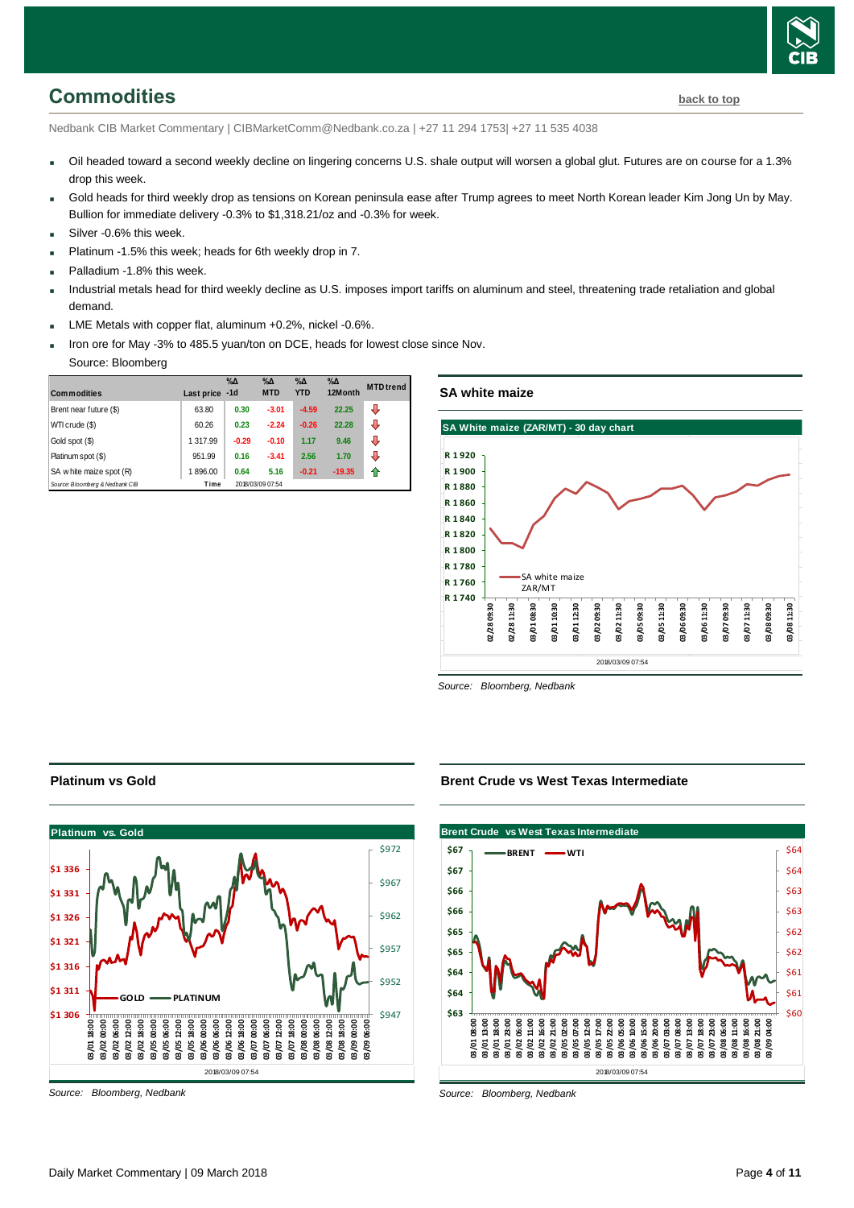## Commodities

back to top

Nedbank CIB Market Commentary | CIBMarketComm@Nedbank.co.za | +27 11 294 1753| +27 11 535 4038

- Oil headed toward a second weekly decline on lingering concerns U.S. shale output will worsen a global glut. Futures are on course for a 1.3% drop this week.
- Gold heads for third weekly drop as tensions on Korean peninsula ease after Trump agrees to meet North Korean leader Kim Jong Un by May. Bullion for immediate delivery -0.3% to $1,318.21/oz and -0.3% for week.
- Silver -0.6% this week.
- Platinum -1.5% this week; heads for 6th weekly drop in 7.
- Palladium -1.8% this week.
- Industrial metals head for third weekly decline as U.S. imposes import tariffs on aluminum and steel, threatening trade retaliation and global demand.
- LME Metals with copper flat, aluminum +0.2%, nickel -0.6%.
- Iron ore for May -3% to 485.5 yuan/ton on DCE, heads for lowest close since Nov.

  Source: Bloomberg

| Commodities | Last price | %Δ -1d | %Δ MTD | %Δ YTD | %Δ 12Month | MTD trend |
|---|---|---|---|---|---|---|
| Brent near future ($) | 63.80 | 0.30 | -3.01 | -4.59 | 22.25 | ⇩ |
| WTI crude ($) | 60.26 | 0.23 | -2.24 | -0.26 | 22.28 | ⇩ |
| Gold spot ($) | 1 317.99 | -0.29 | -0.10 | 1.17 | 9.46 | ⇩ |
| Platinum spot ($) | 951.99 | 0.16 | -3.41 | 2.56 | 1.70 | ⇩ |
| SA white maize spot (R) | 1 896.00 | 0.64 | 5.16 | -0.21 | -19.35 | ⇧ |
| *Source: Bloomberg & Nedbank CIB* | Time | 2018/03/09 07:54 | | | | |

### SA white maize

Source: Bloomberg, Nedbank

### Platinum vs Gold

Source: Bloomberg, Nedbank

### Brent Crude vs West Texas Intermediate

Source: Bloomberg, Nedbank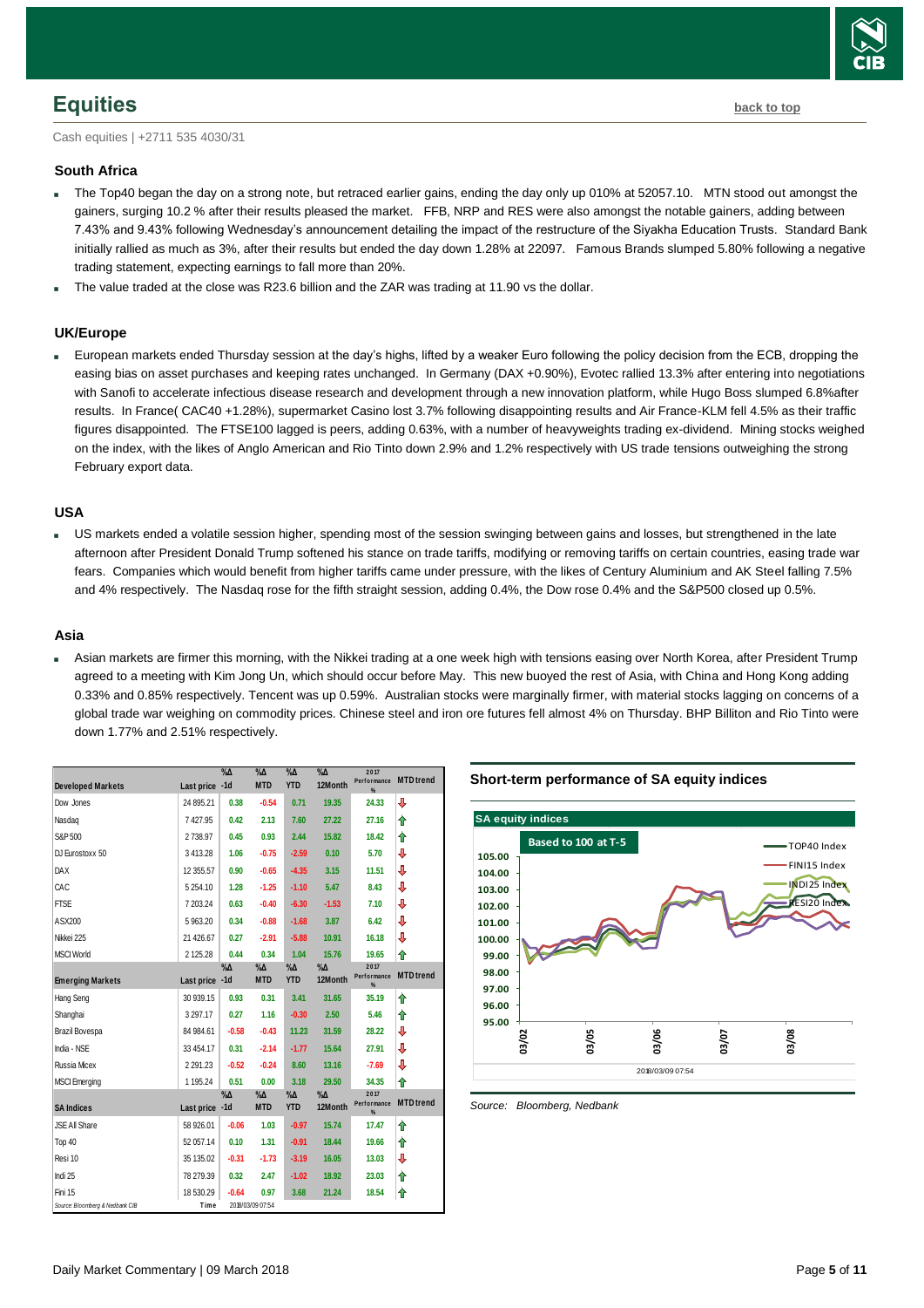# Equities

back to top

Cash equities | +2711 535 4030/31

### South Africa

- The Top40 began the day on a strong note, but retraced earlier gains, ending the day only up 010% at 52057.10. MTN stood out amongst the gainers, surging 10.2 % after their results pleased the market. FFB, NRP and RES were also amongst the notable gainers, adding between 7.43% and 9.43% following Wednesday's announcement detailing the impact of the restructure of the Siyakha Education Trusts. Standard Bank initially rallied as much as 3%, after their results but ended the day down 1.28% at 22097. Famous Brands slumped 5.80% following a negative trading statement, expecting earnings to fall more than 20%.
- The value traded at the close was R23.6 billion and the ZAR was trading at 11.90 vs the dollar.

### UK/Europe

- European markets ended Thursday session at the day's highs, lifted by a weaker Euro following the policy decision from the ECB, dropping the easing bias on asset purchases and keeping rates unchanged. In Germany (DAX +0.90%), Evotec rallied 13.3% after entering into negotiations with Sanofi to accelerate infectious disease research and development through a new innovation platform, while Hugo Boss slumped 6.8%after results. In France( CAC40 +1.28%), supermarket Casino lost 3.7% following disappointing results and Air France-KLM fell 4.5% as their traffic figures disappointed. The FTSE100 lagged is peers, adding 0.63%, with a number of heavyweights trading ex-dividend. Mining stocks weighed on the index, with the likes of Anglo American and Rio Tinto down 2.9% and 1.2% respectively with US trade tensions outweighing the strong February export data.

### USA

- US markets ended a volatile session higher, spending most of the session swinging between gains and losses, but strengthened in the late afternoon after President Donald Trump softened his stance on trade tariffs, modifying or removing tariffs on certain countries, easing trade war fears. Companies which would benefit from higher tariffs came under pressure, with the likes of Century Aluminium and AK Steel falling 7.5% and 4% respectively. The Nasdaq rose for the fifth straight session, adding 0.4%, the Dow rose 0.4% and the S&P500 closed up 0.5%.

### Asia

- Asian markets are firmer this morning, with the Nikkei trading at a one week high with tensions easing over North Korea, after President Trump agreed to a meeting with Kim Jong Un, which should occur before May. This new buoyed the rest of Asia, with China and Hong Kong adding 0.33% and 0.85% respectively. Tencent was up 0.59%. Australian stocks were marginally firmer, with material stocks lagging on concerns of a global trade war weighing on commodity prices. Chinese steel and iron ore futures fell almost 4% on Thursday. BHP Billiton and Rio Tinto were down 1.77% and 2.51% respectively.

| Developed Markets | Last price | %Δ -1d | %Δ MTD | %Δ YTD | %Δ 12Month | 2017 Performance % | MTD trend |
|---|---|---|---|---|---|---|---|
| Dow Jones | 24 895.21 | 0.38 | -0.54 | 0.71 | 19.35 | 24.33 | ⇩ |
| Nasdaq | 7 427.95 | 0.42 | 2.13 | 7.60 | 27.22 | 27.16 | ⇧ |
| S&P 500 | 2 738.97 | 0.45 | 0.93 | 2.44 | 15.82 | 18.42 | ⇧ |
| DJ Eurostoxx 50 | 3 413.28 | 1.06 | -0.75 | -2.59 | 0.10 | 5.70 | ⇩ |
| DAX | 12 355.57 | 0.90 | -0.65 | -4.35 | 3.15 | 11.51 | ⇩ |
| CAC | 5 254.10 | 1.28 | -1.25 | -1.10 | 5.47 | 8.43 | ⇩ |
| FTSE | 7 203.24 | 0.63 | -0.40 | -6.30 | -1.53 | 7.10 | ⇩ |
| ASX200 | 5 963.20 | 0.34 | -0.88 | -1.68 | 3.87 | 6.42 | ⇩ |
| Nikkei 225 | 21 426.67 | 0.27 | -2.91 | -5.88 | 10.91 | 16.18 | ⇩ |
| MSCI World | 2 125.28 | 0.44 | 0.34 | 1.04 | 15.76 | 19.65 | ⇧ |
| **Emerging Markets** | **Last price** | **%Δ -1d** | **%Δ MTD** | **%Δ YTD** | **%Δ 12Month** | **2017 Performance %** | **MTD trend** |
| Hang Seng | 30 939.15 | 0.93 | 0.31 | 3.41 | 31.65 | 35.19 | ⇧ |
| Shanghai | 3 297.17 | 0.27 | 1.16 | -0.30 | 2.50 | 5.46 | ⇧ |
| Brazil Bovespa | 84 984.61 | -0.58 | -0.43 | 11.23 | 31.59 | 28.22 | ⇩ |
| India - NSE | 33 454.17 | 0.31 | -2.14 | -1.77 | 15.64 | 27.91 | ⇩ |
| Russia Micex | 2 291.23 | -0.52 | -0.24 | 8.60 | 13.16 | -7.69 | ⇩ |
| MSCI Emerging | 1 195.24 | 0.51 | 0.00 | 3.18 | 29.50 | 34.35 | ⇧ |
| **SA Indices** | **Last price** | **%Δ -1d** | **%Δ MTD** | **%Δ YTD** | **%Δ 12Month** | **2017 Performance %** | **MTD trend** |
| JSE All Share | 58 926.01 | -0.06 | 1.03 | -0.97 | 15.74 | 17.47 | ⇧ |
| Top 40 | 52 057.14 | 0.10 | 1.31 | -0.91 | 18.44 | 19.66 | ⇧ |
| Resi 10 | 35 135.02 | -0.31 | -1.73 | -3.19 | 16.05 | 13.03 | ⇩ |
| Indi 25 | 78 279.39 | 0.32 | 2.47 | -1.02 | 18.92 | 23.03 | ⇧ |
| Fini 15 | 18 530.29 | -0.64 | 0.97 | 3.68 | 21.24 | 18.54 | ⇧ |

Source: Bloomberg & Nedbank CIB | Time 2018/03/09 07:54

**Short-term performance of SA equity indices**

Source: Bloomberg, Nedbank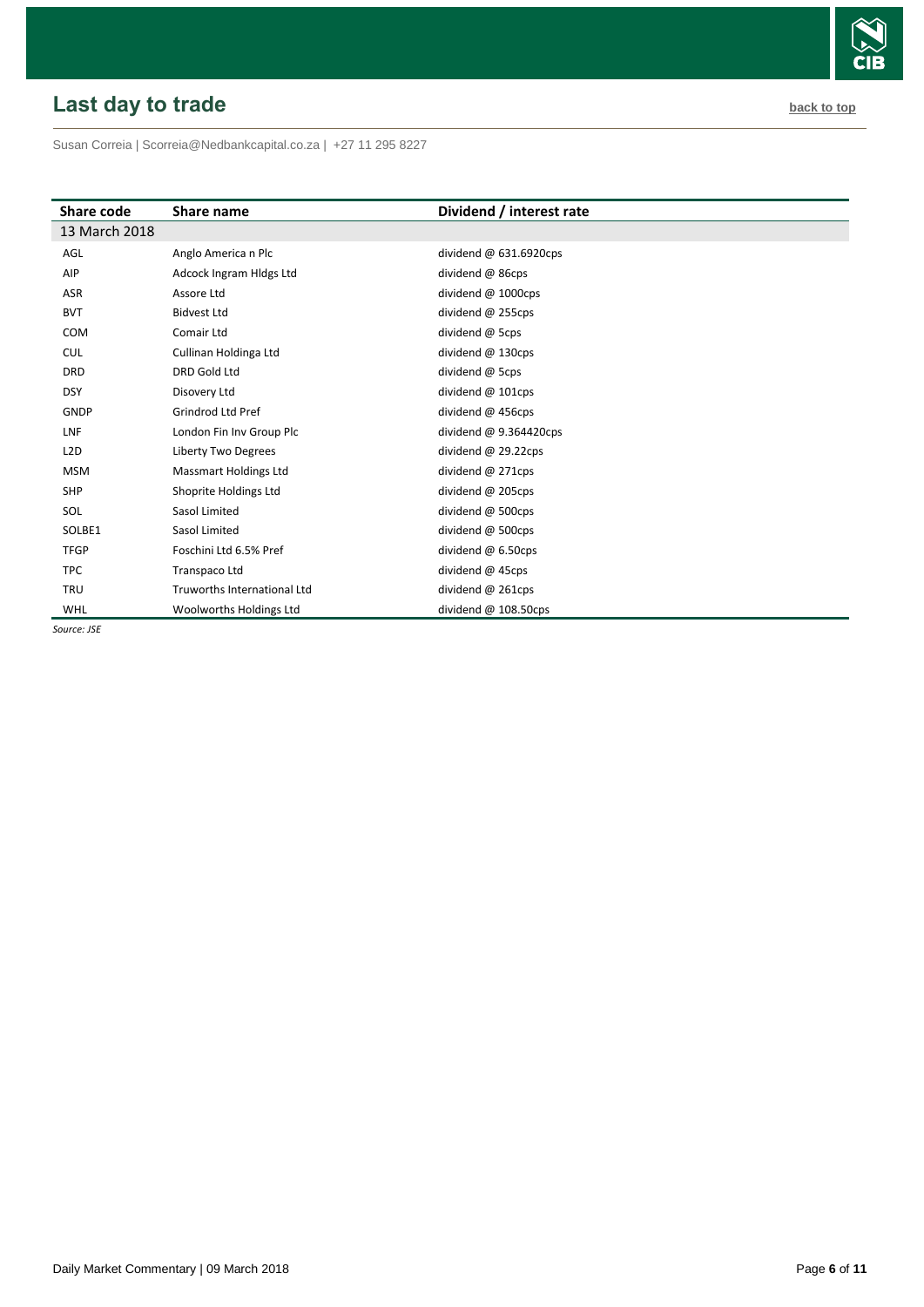## Last day to trade

back to top

Susan Correia | Scorreia@Nedbankcapital.co.za | +27 11 295 8227

| Share code | Share name | Dividend / interest rate |
|---|---|---|
| 13 March 2018 | | |
| AGL | Anglo America n Plc | dividend @ 631.6920cps |
| AIP | Adcock Ingram Hldgs Ltd | dividend @ 86cps |
| ASR | Assore Ltd | dividend @ 1000cps |
| BVT | Bidvest Ltd | dividend @ 255cps |
| COM | Comair Ltd | dividend @ 5cps |
| CUL | Cullinan Holdinga Ltd | dividend @ 130cps |
| DRD | DRD Gold Ltd | dividend @ 5cps |
| DSY | Disovery Ltd | dividend @ 101cps |
| GNDP | Grindrod Ltd Pref | dividend @ 456cps |
| LNF | London Fin Inv Group Plc | dividend @ 9.364420cps |
| L2D | Liberty Two Degrees | dividend @ 29.22cps |
| MSM | Massmart Holdings Ltd | dividend @ 271cps |
| SHP | Shoprite Holdings Ltd | dividend @ 205cps |
| SOL | Sasol Limited | dividend @ 500cps |
| SOLBE1 | Sasol Limited | dividend @ 500cps |
| TFGP | Foschini Ltd 6.5% Pref | dividend @ 6.50cps |
| TPC | Transpaco Ltd | dividend @ 45cps |
| TRU | Truworths International Ltd | dividend @ 261cps |
| WHL | Woolworths Holdings Ltd | dividend @ 108.50cps |

*Source: JSE*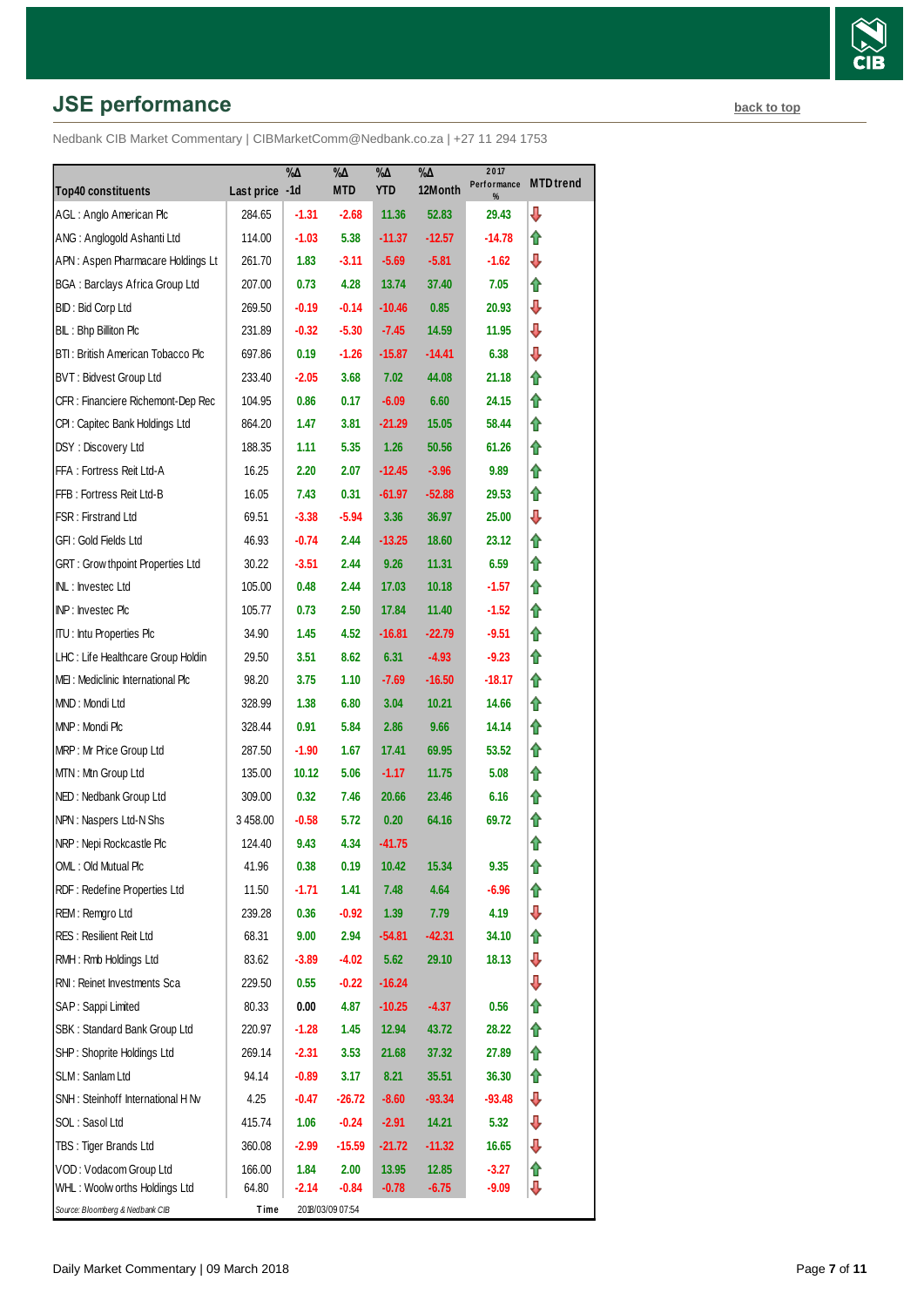## JSE performance

back to top

Nedbank CIB Market Commentary | CIBMarketComm@Nedbank.co.za | +27 11 294 1753

| Top40 constituents | Last price | %Δ -1d | %Δ MTD | %Δ YTD | %Δ 12Month | 2017 Performance % | MTD trend |
|---|---|---|---|---|---|---|---|
| AGL : Anglo American Plc | 284.65 | -1.31 | -2.68 | 11.36 | 52.83 | 29.43 | ⇩ |
| ANG : Anglogold Ashanti Ltd | 114.00 | -1.03 | 5.38 | -11.37 | -12.57 | -14.78 | ⇧ |
| APN : Aspen Pharmacare Holdings Lt | 261.70 | 1.83 | -3.11 | -5.69 | -5.81 | -1.62 | ⇩ |
| BGA : Barclays Africa Group Ltd | 207.00 | 0.73 | 4.28 | 13.74 | 37.40 | 7.05 | ⇧ |
| BID : Bid Corp Ltd | 269.50 | -0.19 | -0.14 | -10.46 | 0.85 | 20.93 | ⇩ |
| BIL : Bhp Billiton Plc | 231.89 | -0.32 | -5.30 | -7.45 | 14.59 | 11.95 | ⇩ |
| BTI : British American Tobacco Plc | 697.86 | 0.19 | -1.26 | -15.87 | -14.41 | 6.38 | ⇩ |
| BVT : Bidvest Group Ltd | 233.40 | -2.05 | 3.68 | 7.02 | 44.08 | 21.18 | ⇧ |
| CFR : Financiere Richemont-Dep Rec | 104.95 | 0.86 | 0.17 | -6.09 | 6.60 | 24.15 | ⇧ |
| CPI : Capitec Bank Holdings Ltd | 864.20 | 1.47 | 3.81 | -21.29 | 15.05 | 58.44 | ⇧ |
| DSY : Discovery Ltd | 188.35 | 1.11 | 5.35 | 1.26 | 50.56 | 61.26 | ⇧ |
| FFA : Fortress Reit Ltd-A | 16.25 | 2.20 | 2.07 | -12.45 | -3.96 | 9.89 | ⇧ |
| FFB : Fortress Reit Ltd-B | 16.05 | 7.43 | 0.31 | -61.97 | -52.88 | 29.53 | ⇧ |
| FSR : Firstrand Ltd | 69.51 | -3.38 | -5.94 | 3.36 | 36.97 | 25.00 | ⇩ |
| GFI : Gold Fields Ltd | 46.93 | -0.74 | 2.44 | -13.25 | 18.60 | 23.12 | ⇧ |
| GRT : Growthpoint Properties Ltd | 30.22 | -3.51 | 2.44 | 9.26 | 11.31 | 6.59 | ⇧ |
| INL : Investec Ltd | 105.00 | 0.48 | 2.44 | 17.03 | 10.18 | -1.57 | ⇧ |
| INP : Investec Plc | 105.77 | 0.73 | 2.50 | 17.84 | 11.40 | -1.52 | ⇧ |
| ITU : Intu Properties Plc | 34.90 | 1.45 | 4.52 | -16.81 | -22.79 | -9.51 | ⇧ |
| LHC : Life Healthcare Group Holdin | 29.50 | 3.51 | 8.62 | 6.31 | -4.93 | -9.23 | ⇧ |
| MEI : Mediclinic International Plc | 98.20 | 3.75 | 1.10 | -7.69 | -16.50 | -18.17 | ⇧ |
| MND : Mondi Ltd | 328.99 | 1.38 | 6.80 | 3.04 | 10.21 | 14.66 | ⇧ |
| MNP : Mondi Plc | 328.44 | 0.91 | 5.84 | 2.86 | 9.66 | 14.14 | ⇧ |
| MRP : Mr Price Group Ltd | 287.50 | -1.90 | 1.67 | 17.41 | 69.95 | 53.52 | ⇧ |
| MTN : Mtn Group Ltd | 135.00 | 10.12 | 5.06 | -1.17 | 11.75 | 5.08 | ⇧ |
| NED : Nedbank Group Ltd | 309.00 | 0.32 | 7.46 | 20.66 | 23.46 | 6.16 | ⇧ |
| NPN : Naspers Ltd-N Shs | 3 458.00 | -0.58 | 5.72 | 0.20 | 64.16 | 69.72 | ⇧ |
| NRP : Nepi Rockcastle Plc | 124.40 | 9.43 | 4.34 | -41.75 | | | ⇧ |
| OML : Old Mutual Plc | 41.96 | 0.38 | 0.19 | 10.42 | 15.34 | 9.35 | ⇧ |
| RDF : Redefine Properties Ltd | 11.50 | -1.71 | 1.41 | 7.48 | 4.64 | -6.96 | ⇧ |
| REM : Remgro Ltd | 239.28 | 0.36 | -0.92 | 1.39 | 7.79 | 4.19 | ⇩ |
| RES : Resilient Reit Ltd | 68.31 | 9.00 | 2.94 | -54.81 | -42.31 | 34.10 | ⇧ |
| RMH : Rmb Holdings Ltd | 83.62 | -3.89 | -4.02 | 5.62 | 29.10 | 18.13 | ⇩ |
| RNI : Reinet Investments Sca | 229.50 | 0.55 | -0.22 | -16.24 | | | ⇩ |
| SAP : Sappi Limited | 80.33 | 0.00 | 4.87 | -10.25 | -4.37 | 0.56 | ⇧ |
| SBK : Standard Bank Group Ltd | 220.97 | -1.28 | 1.45 | 12.94 | 43.72 | 28.22 | ⇧ |
| SHP : Shoprite Holdings Ltd | 269.14 | -2.31 | 3.53 | 21.68 | 37.32 | 27.89 | ⇧ |
| SLM : Sanlam Ltd | 94.14 | -0.89 | 3.17 | 8.21 | 35.51 | 36.30 | ⇧ |
| SNH : Steinhoff International H Nv | 4.25 | -0.47 | -26.72 | -8.60 | -93.34 | -93.48 | ⇩ |
| SOL : Sasol Ltd | 415.74 | 1.06 | -0.24 | -2.91 | 14.21 | 5.32 | ⇩ |
| TBS : Tiger Brands Ltd | 360.08 | -2.99 | -15.59 | -21.72 | -11.32 | 16.65 | ⇩ |
| VOD : Vodacom Group Ltd | 166.00 | 1.84 | 2.00 | 13.95 | 12.85 | -3.27 | ⇧ |
| WHL : Woolworths Holdings Ltd | 64.80 | -2.14 | -0.84 | -0.78 | -6.75 | -9.09 | ⇩ |

*Source: Bloomberg & Nedbank CIB* Time 2018/03/09 07:54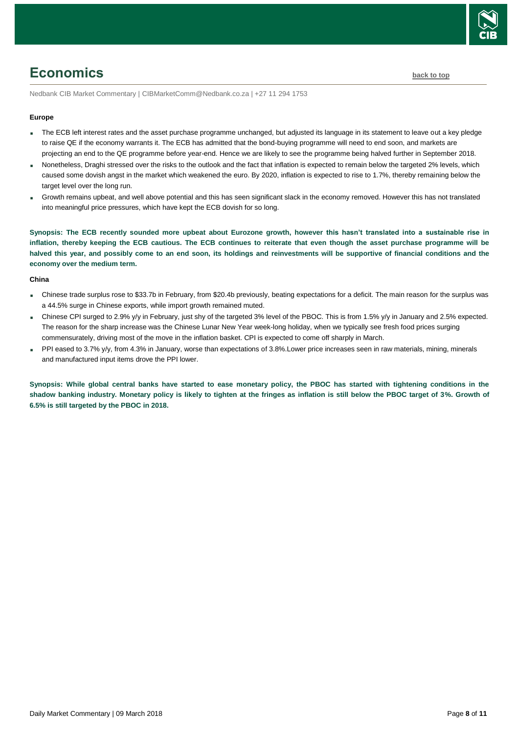# Economics

back to top

Nedbank CIB Market Commentary | CIBMarketComm@Nedbank.co.za | +27 11 294 1753

**Europe**

- The ECB left interest rates and the asset purchase programme unchanged, but adjusted its language in its statement to leave out a key pledge to raise QE if the economy warrants it. The ECB has admitted that the bond-buying programme will need to end soon, and markets are projecting an end to the QE programme before year-end. Hence we are likely to see the programme being halved further in September 2018.
- Nonetheless, Draghi stressed over the risks to the outlook and the fact that inflation is expected to remain below the targeted 2% levels, which caused some dovish angst in the market which weakened the euro. By 2020, inflation is expected to rise to 1.7%, thereby remaining below the target level over the long run.
- Growth remains upbeat, and well above potential and this has seen significant slack in the economy removed. However this has not translated into meaningful price pressures, which have kept the ECB dovish for so long.

**Synopsis: The ECB recently sounded more upbeat about Eurozone growth, however this hasn't translated into a sustainable rise in inflation, thereby keeping the ECB cautious. The ECB continues to reiterate that even though the asset purchase programme will be halved this year, and possibly come to an end soon, its holdings and reinvestments will be supportive of financial conditions and the economy over the medium term.**

**China**

- Chinese trade surplus rose to $33.7b in February, from $20.4b previously, beating expectations for a deficit. The main reason for the surplus was a 44.5% surge in Chinese exports, while import growth remained muted.
- Chinese CPI surged to 2.9% y/y in February, just shy of the targeted 3% level of the PBOC. This is from 1.5% y/y in January and 2.5% expected. The reason for the sharp increase was the Chinese Lunar New Year week-long holiday, when we typically see fresh food prices surging commensurately, driving most of the move in the inflation basket. CPI is expected to come off sharply in March.
- PPI eased to 3.7% y/y, from 4.3% in January, worse than expectations of 3.8%.Lower price increases seen in raw materials, mining, minerals and manufactured input items drove the PPI lower.

**Synopsis: While global central banks have started to ease monetary policy, the PBOC has started with tightening conditions in the shadow banking industry. Monetary policy is likely to tighten at the fringes as inflation is still below the PBOC target of 3%. Growth of 6.5% is still targeted by the PBOC in 2018.**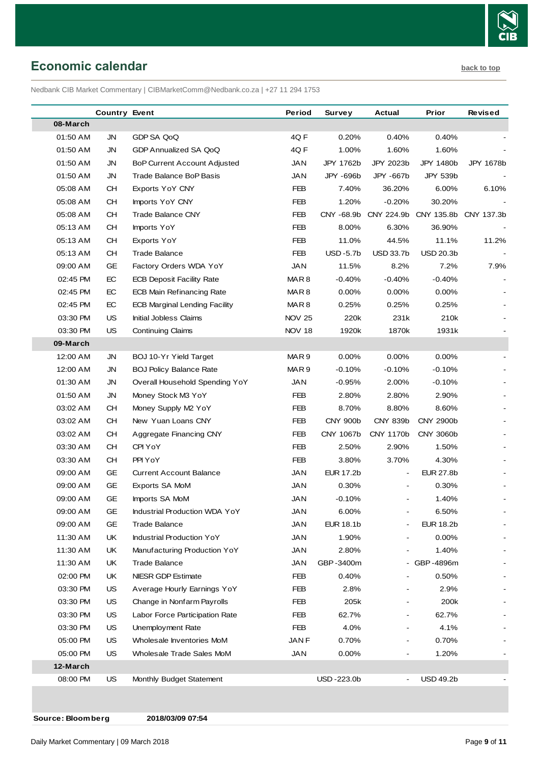## Economic calendar

back to top

Nedbank CIB Market Commentary | CIBMarketComm@Nedbank.co.za | +27 11 294 1753

| | Country | Event | Period | Survey | Actual | Prior | Revised |
|---|---|---|---|---|---|---|---|
| **08-March** | | | | | | | |
| 01:50 AM | JN | GDP SA QoQ | 4Q F | 0.20% | 0.40% | 0.40% | - |
| 01:50 AM | JN | GDP Annualized SA QoQ | 4Q F | 1.00% | 1.60% | 1.60% | - |
| 01:50 AM | JN | BoP Current Account Adjusted | JAN | JPY 1762b | JPY 2023b | JPY 1480b | JPY 1678b |
| 01:50 AM | JN | Trade Balance BoP Basis | JAN | JPY -696b | JPY -667b | JPY 539b | - |
| 05:08 AM | CH | Exports YoY CNY | FEB | 7.40% | 36.20% | 6.00% | 6.10% |
| 05:08 AM | CH | Imports YoY CNY | FEB | 1.20% | -0.20% | 30.20% | - |
| 05:08 AM | CH | Trade Balance CNY | FEB | CNY -68.9b | CNY 224.9b | CNY 135.8b | CNY 137.3b |
| 05:13 AM | CH | Imports YoY | FEB | 8.00% | 6.30% | 36.90% | - |
| 05:13 AM | CH | Exports YoY | FEB | 11.0% | 44.5% | 11.1% | 11.2% |
| 05:13 AM | CH | Trade Balance | FEB | USD -5.7b | USD 33.7b | USD 20.3b | - |
| 09:00 AM | GE | Factory Orders WDA YoY | JAN | 11.5% | 8.2% | 7.2% | 7.9% |
| 02:45 PM | EC | ECB Deposit Facility Rate | MAR 8 | -0.40% | -0.40% | -0.40% | - |
| 02:45 PM | EC | ECB Main Refinancing Rate | MAR 8 | 0.00% | 0.00% | 0.00% | - |
| 02:45 PM | EC | ECB Marginal Lending Facility | MAR 8 | 0.25% | 0.25% | 0.25% | - |
| 03:30 PM | US | Initial Jobless Claims | NOV 25 | 220k | 231k | 210k | - |
| 03:30 PM | US | Continuing Claims | NOV 18 | 1920k | 1870k | 1931k | - |
| **09-March** | | | | | | | |
| 12:00 AM | JN | BOJ 10-Yr Yield Target | MAR 9 | 0.00% | 0.00% | 0.00% | - |
| 12:00 AM | JN | BOJ Policy Balance Rate | MAR 9 | -0.10% | -0.10% | -0.10% | - |
| 01:30 AM | JN | Overall Household Spending YoY | JAN | -0.95% | 2.00% | -0.10% | - |
| 01:50 AM | JN | Money Stock M3 YoY | FEB | 2.80% | 2.80% | 2.90% | - |
| 03:02 AM | CH | Money Supply M2 YoY | FEB | 8.70% | 8.80% | 8.60% | - |
| 03:02 AM | CH | New Yuan Loans CNY | FEB | CNY 900b | CNY 839b | CNY 2900b | - |
| 03:02 AM | CH | Aggregate Financing CNY | FEB | CNY 1067b | CNY 1170b | CNY 3060b | - |
| 03:30 AM | CH | CPI YoY | FEB | 2.50% | 2.90% | 1.50% | - |
| 03:30 AM | CH | PPI YoY | FEB | 3.80% | 3.70% | 4.30% | - |
| 09:00 AM | GE | Current Account Balance | JAN | EUR 17.2b | - | EUR 27.8b | - |
| 09:00 AM | GE | Exports SA MoM | JAN | 0.30% | - | 0.30% | - |
| 09:00 AM | GE | Imports SA MoM | JAN | -0.10% | - | 1.40% | - |
| 09:00 AM | GE | Industrial Production WDA YoY | JAN | 6.00% | - | 6.50% | - |
| 09:00 AM | GE | Trade Balance | JAN | EUR 18.1b | - | EUR 18.2b | - |
| 11:30 AM | UK | Industrial Production YoY | JAN | 1.90% | - | 0.00% | - |
| 11:30 AM | UK | Manufacturing Production YoY | JAN | 2.80% | - | 1.40% | - |
| 11:30 AM | UK | Trade Balance | JAN | GBP -3400m | - | GBP -4896m | - |
| 02:00 PM | UK | NIESR GDP Estimate | FEB | 0.40% | - | 0.50% | - |
| 03:30 PM | US | Average Hourly Earnings YoY | FEB | 2.8% | - | 2.9% | - |
| 03:30 PM | US | Change in Nonfarm Payrolls | FEB | 205k | - | 200k | - |
| 03:30 PM | US | Labor Force Participation Rate | FEB | 62.7% | - | 62.7% | - |
| 03:30 PM | US | Unemployment Rate | FEB | 4.0% | - | 4.1% | - |
| 05:00 PM | US | Wholesale Inventories MoM | JAN F | 0.70% | - | 0.70% | - |
| 05:00 PM | US | Wholesale Trade Sales MoM | JAN | 0.00% | - | 1.20% | - |
| **12-March** | | | | | | | |
| 08:00 PM | US | Monthly Budget Statement | | USD -223.0b | - | USD 49.2b | - |

**Source: Bloomberg** **2018/03/09 07:54**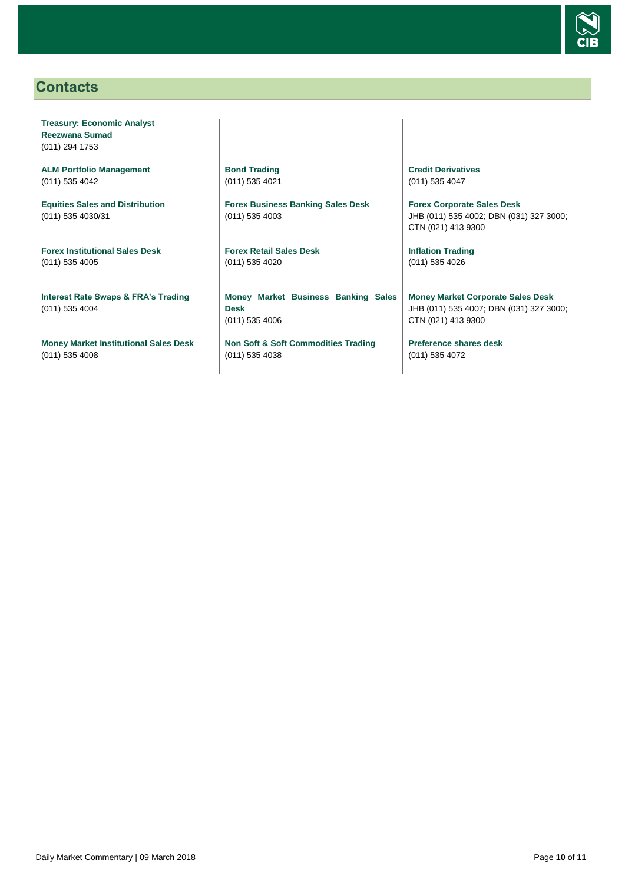## Contacts

**Treasury: Economic Analyst**
**Reezwana Sumad**
(011) 294 1753

**ALM Portfolio Management**
(011) 535 4042

**Equities Sales and Distribution**
(011) 535 4030/31

**Forex Institutional Sales Desk**
(011) 535 4005

**Interest Rate Swaps & FRA's Trading**
(011) 535 4004

**Money Market Institutional Sales Desk**
(011) 535 4008

**Bond Trading**
(011) 535 4021

**Forex Business Banking Sales Desk**
(011) 535 4003

**Forex Retail Sales Desk**
(011) 535 4020

**Money Market Business Banking Sales Desk**
(011) 535 4006

**Non Soft & Soft Commodities Trading**
(011) 535 4038

**Credit Derivatives**
(011) 535 4047

**Forex Corporate Sales Desk**
JHB (011) 535 4002; DBN (031) 327 3000; CTN (021) 413 9300

**Inflation Trading**
(011) 535 4026

**Money Market Corporate Sales Desk**
JHB (011) 535 4007; DBN (031) 327 3000; CTN (021) 413 9300

**Preference shares desk**
(011) 535 4072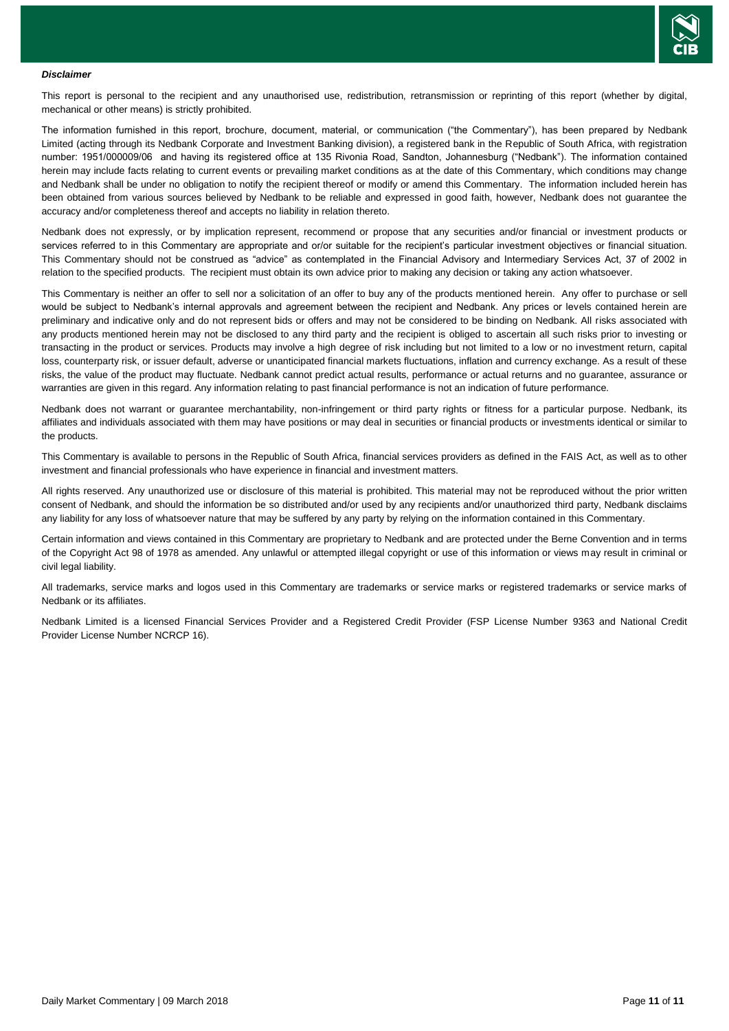***Disclaimer***

This report is personal to the recipient and any unauthorised use, redistribution, retransmission or reprinting of this report (whether by digital, mechanical or other means) is strictly prohibited.

The information furnished in this report, brochure, document, material, or communication ("the Commentary"), has been prepared by Nedbank Limited (acting through its Nedbank Corporate and Investment Banking division), a registered bank in the Republic of South Africa, with registration number: 1951/000009/06 and having its registered office at 135 Rivonia Road, Sandton, Johannesburg ("Nedbank"). The information contained herein may include facts relating to current events or prevailing market conditions as at the date of this Commentary, which conditions may change and Nedbank shall be under no obligation to notify the recipient thereof or modify or amend this Commentary. The information included herein has been obtained from various sources believed by Nedbank to be reliable and expressed in good faith, however, Nedbank does not guarantee the accuracy and/or completeness thereof and accepts no liability in relation thereto.

Nedbank does not expressly, or by implication represent, recommend or propose that any securities and/or financial or investment products or services referred to in this Commentary are appropriate and or/or suitable for the recipient's particular investment objectives or financial situation. This Commentary should not be construed as "advice" as contemplated in the Financial Advisory and Intermediary Services Act, 37 of 2002 in relation to the specified products. The recipient must obtain its own advice prior to making any decision or taking any action whatsoever.

This Commentary is neither an offer to sell nor a solicitation of an offer to buy any of the products mentioned herein. Any offer to purchase or sell would be subject to Nedbank's internal approvals and agreement between the recipient and Nedbank. Any prices or levels contained herein are preliminary and indicative only and do not represent bids or offers and may not be considered to be binding on Nedbank. All risks associated with any products mentioned herein may not be disclosed to any third party and the recipient is obliged to ascertain all such risks prior to investing or transacting in the product or services. Products may involve a high degree of risk including but not limited to a low or no investment return, capital loss, counterparty risk, or issuer default, adverse or unanticipated financial markets fluctuations, inflation and currency exchange. As a result of these risks, the value of the product may fluctuate. Nedbank cannot predict actual results, performance or actual returns and no guarantee, assurance or warranties are given in this regard. Any information relating to past financial performance is not an indication of future performance.

Nedbank does not warrant or guarantee merchantability, non-infringement or third party rights or fitness for a particular purpose. Nedbank, its affiliates and individuals associated with them may have positions or may deal in securities or financial products or investments identical or similar to the products.

This Commentary is available to persons in the Republic of South Africa, financial services providers as defined in the FAIS Act, as well as to other investment and financial professionals who have experience in financial and investment matters.

All rights reserved. Any unauthorized use or disclosure of this material is prohibited. This material may not be reproduced without the prior written consent of Nedbank, and should the information be so distributed and/or used by any recipients and/or unauthorized third party, Nedbank disclaims any liability for any loss of whatsoever nature that may be suffered by any party by relying on the information contained in this Commentary.

Certain information and views contained in this Commentary are proprietary to Nedbank and are protected under the Berne Convention and in terms of the Copyright Act 98 of 1978 as amended. Any unlawful or attempted illegal copyright or use of this information or views may result in criminal or civil legal liability.

All trademarks, service marks and logos used in this Commentary are trademarks or service marks or registered trademarks or service marks of Nedbank or its affiliates.

Nedbank Limited is a licensed Financial Services Provider and a Registered Credit Provider (FSP License Number 9363 and National Credit Provider License Number NCRCP 16).